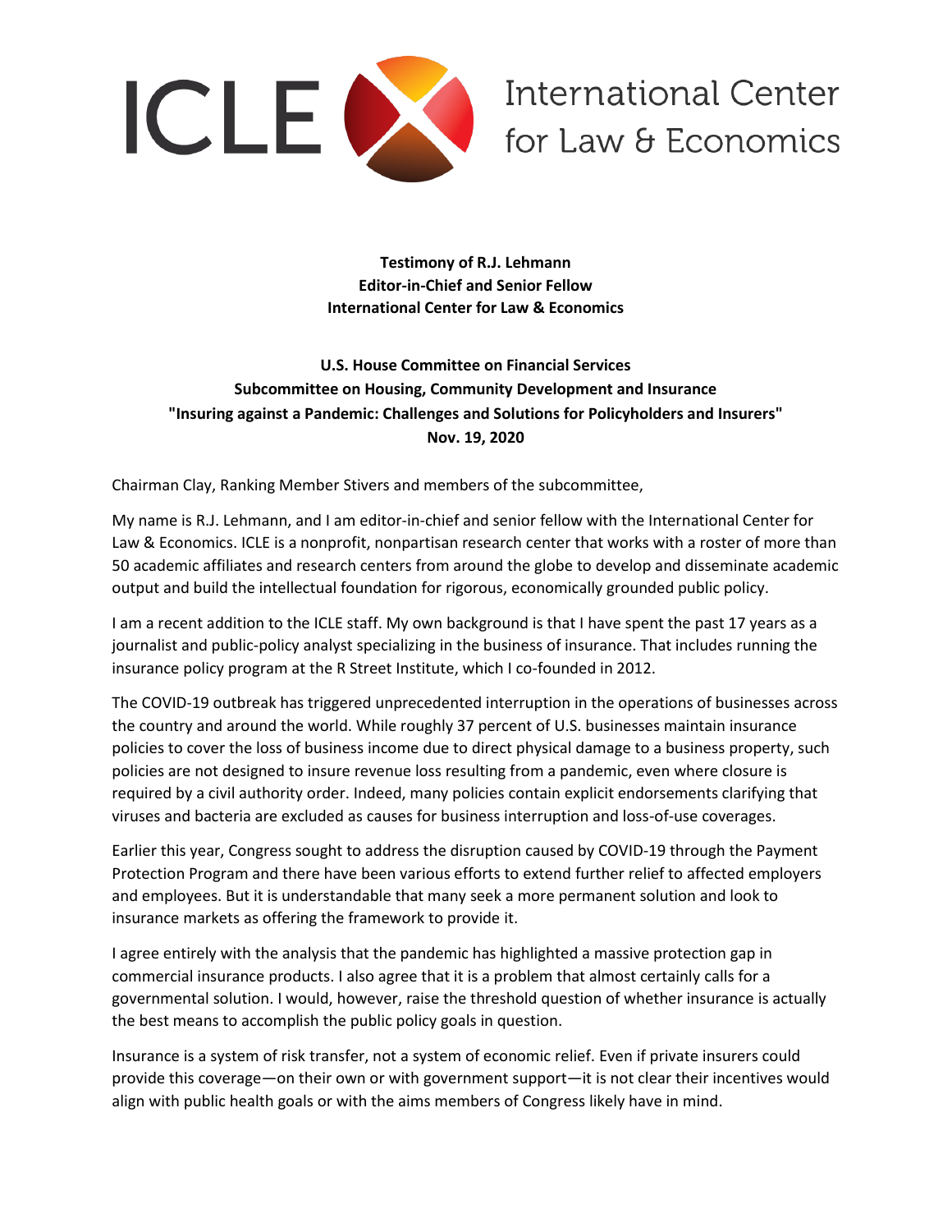ICLE International Center for Law & Economics

**Testimony of R.J. Lehmann**
**Editor-in-Chief and Senior Fellow**
**International Center for Law & Economics**

**U.S. House Committee on Financial Services**
**Subcommittee on Housing, Community Development and Insurance**
**"Insuring against a Pandemic: Challenges and Solutions for Policyholders and Insurers"**
**Nov. 19, 2020**

Chairman Clay, Ranking Member Stivers and members of the subcommittee,

My name is R.J. Lehmann, and I am editor-in-chief and senior fellow with the International Center for Law & Economics. ICLE is a nonprofit, nonpartisan research center that works with a roster of more than 50 academic affiliates and research centers from around the globe to develop and disseminate academic output and build the intellectual foundation for rigorous, economically grounded public policy.

I am a recent addition to the ICLE staff. My own background is that I have spent the past 17 years as a journalist and public-policy analyst specializing in the business of insurance. That includes running the insurance policy program at the R Street Institute, which I co-founded in 2012.

The COVID-19 outbreak has triggered unprecedented interruption in the operations of businesses across the country and around the world. While roughly 37 percent of U.S. businesses maintain insurance policies to cover the loss of business income due to direct physical damage to a business property, such policies are not designed to insure revenue loss resulting from a pandemic, even where closure is required by a civil authority order. Indeed, many policies contain explicit endorsements clarifying that viruses and bacteria are excluded as causes for business interruption and loss-of-use coverages.

Earlier this year, Congress sought to address the disruption caused by COVID-19 through the Payment Protection Program and there have been various efforts to extend further relief to affected employers and employees. But it is understandable that many seek a more permanent solution and look to insurance markets as offering the framework to provide it.

I agree entirely with the analysis that the pandemic has highlighted a massive protection gap in commercial insurance products. I also agree that it is a problem that almost certainly calls for a governmental solution. I would, however, raise the threshold question of whether insurance is actually the best means to accomplish the public policy goals in question.

Insurance is a system of risk transfer, not a system of economic relief. Even if private insurers could provide this coverage—on their own or with government support—it is not clear their incentives would align with public health goals or with the aims members of Congress likely have in mind.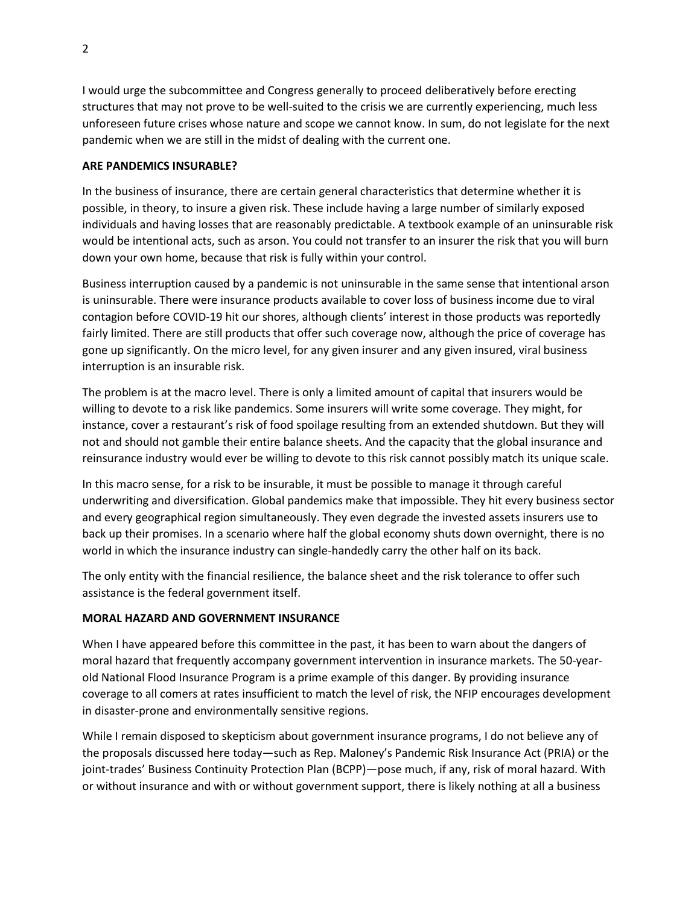I would urge the subcommittee and Congress generally to proceed deliberatively before erecting structures that may not prove to be well-suited to the crisis we are currently experiencing, much less unforeseen future crises whose nature and scope we cannot know. In sum, do not legislate for the next pandemic when we are still in the midst of dealing with the current one.

## ARE PANDEMICS INSURABLE?

In the business of insurance, there are certain general characteristics that determine whether it is possible, in theory, to insure a given risk. These include having a large number of similarly exposed individuals and having losses that are reasonably predictable. A textbook example of an uninsurable risk would be intentional acts, such as arson. You could not transfer to an insurer the risk that you will burn down your own home, because that risk is fully within your control.

Business interruption caused by a pandemic is not uninsurable in the same sense that intentional arson is uninsurable. There were insurance products available to cover loss of business income due to viral contagion before COVID-19 hit our shores, although clients' interest in those products was reportedly fairly limited. There are still products that offer such coverage now, although the price of coverage has gone up significantly. On the micro level, for any given insurer and any given insured, viral business interruption is an insurable risk.

The problem is at the macro level. There is only a limited amount of capital that insurers would be willing to devote to a risk like pandemics. Some insurers will write some coverage. They might, for instance, cover a restaurant's risk of food spoilage resulting from an extended shutdown. But they will not and should not gamble their entire balance sheets. And the capacity that the global insurance and reinsurance industry would ever be willing to devote to this risk cannot possibly match its unique scale.

In this macro sense, for a risk to be insurable, it must be possible to manage it through careful underwriting and diversification. Global pandemics make that impossible. They hit every business sector and every geographical region simultaneously. They even degrade the invested assets insurers use to back up their promises. In a scenario where half the global economy shuts down overnight, there is no world in which the insurance industry can single-handedly carry the other half on its back.

The only entity with the financial resilience, the balance sheet and the risk tolerance to offer such assistance is the federal government itself.

## MORAL HAZARD AND GOVERNMENT INSURANCE

When I have appeared before this committee in the past, it has been to warn about the dangers of moral hazard that frequently accompany government intervention in insurance markets. The 50-year-old National Flood Insurance Program is a prime example of this danger. By providing insurance coverage to all comers at rates insufficient to match the level of risk, the NFIP encourages development in disaster-prone and environmentally sensitive regions.

While I remain disposed to skepticism about government insurance programs, I do not believe any of the proposals discussed here today—such as Rep. Maloney's Pandemic Risk Insurance Act (PRIA) or the joint-trades' Business Continuity Protection Plan (BCPP)—pose much, if any, risk of moral hazard. With or without insurance and with or without government support, there is likely nothing at all a business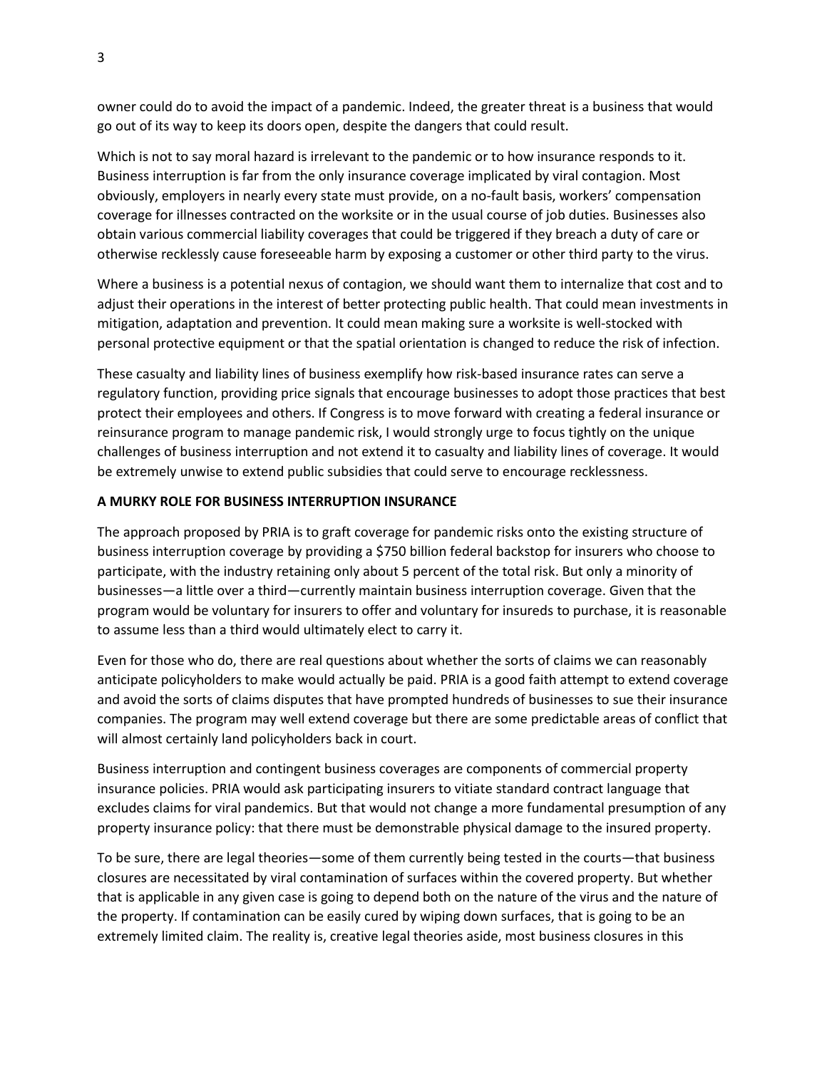owner could do to avoid the impact of a pandemic. Indeed, the greater threat is a business that would go out of its way to keep its doors open, despite the dangers that could result.

Which is not to say moral hazard is irrelevant to the pandemic or to how insurance responds to it. Business interruption is far from the only insurance coverage implicated by viral contagion. Most obviously, employers in nearly every state must provide, on a no-fault basis, workers' compensation coverage for illnesses contracted on the worksite or in the usual course of job duties. Businesses also obtain various commercial liability coverages that could be triggered if they breach a duty of care or otherwise recklessly cause foreseeable harm by exposing a customer or other third party to the virus.

Where a business is a potential nexus of contagion, we should want them to internalize that cost and to adjust their operations in the interest of better protecting public health. That could mean investments in mitigation, adaptation and prevention. It could mean making sure a worksite is well-stocked with personal protective equipment or that the spatial orientation is changed to reduce the risk of infection.

These casualty and liability lines of business exemplify how risk-based insurance rates can serve a regulatory function, providing price signals that encourage businesses to adopt those practices that best protect their employees and others. If Congress is to move forward with creating a federal insurance or reinsurance program to manage pandemic risk, I would strongly urge to focus tightly on the unique challenges of business interruption and not extend it to casualty and liability lines of coverage. It would be extremely unwise to extend public subsidies that could serve to encourage recklessness.

**A MURKY ROLE FOR BUSINESS INTERRUPTION INSURANCE**

The approach proposed by PRIA is to graft coverage for pandemic risks onto the existing structure of business interruption coverage by providing a $750 billion federal backstop for insurers who choose to participate, with the industry retaining only about 5 percent of the total risk. But only a minority of businesses—a little over a third—currently maintain business interruption coverage. Given that the program would be voluntary for insurers to offer and voluntary for insureds to purchase, it is reasonable to assume less than a third would ultimately elect to carry it.

Even for those who do, there are real questions about whether the sorts of claims we can reasonably anticipate policyholders to make would actually be paid. PRIA is a good faith attempt to extend coverage and avoid the sorts of claims disputes that have prompted hundreds of businesses to sue their insurance companies. The program may well extend coverage but there are some predictable areas of conflict that will almost certainly land policyholders back in court.

Business interruption and contingent business coverages are components of commercial property insurance policies. PRIA would ask participating insurers to vitiate standard contract language that excludes claims for viral pandemics. But that would not change a more fundamental presumption of any property insurance policy: that there must be demonstrable physical damage to the insured property.

To be sure, there are legal theories—some of them currently being tested in the courts—that business closures are necessitated by viral contamination of surfaces within the covered property. But whether that is applicable in any given case is going to depend both on the nature of the virus and the nature of the property. If contamination can be easily cured by wiping down surfaces, that is going to be an extremely limited claim. The reality is, creative legal theories aside, most business closures in this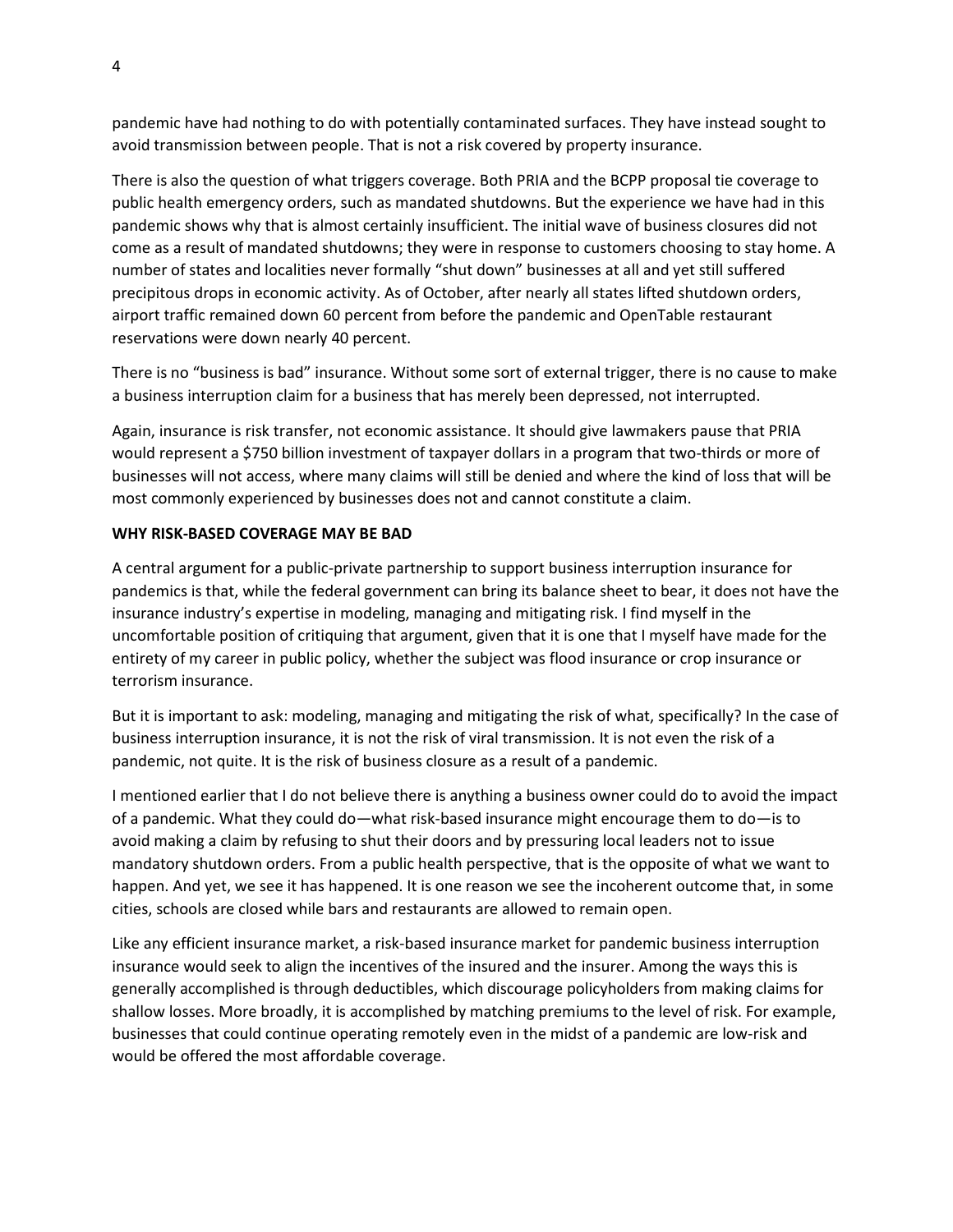pandemic have had nothing to do with potentially contaminated surfaces. They have instead sought to avoid transmission between people. That is not a risk covered by property insurance.

There is also the question of what triggers coverage. Both PRIA and the BCPP proposal tie coverage to public health emergency orders, such as mandated shutdowns. But the experience we have had in this pandemic shows why that is almost certainly insufficient. The initial wave of business closures did not come as a result of mandated shutdowns; they were in response to customers choosing to stay home. A number of states and localities never formally "shut down" businesses at all and yet still suffered precipitous drops in economic activity. As of October, after nearly all states lifted shutdown orders, airport traffic remained down 60 percent from before the pandemic and OpenTable restaurant reservations were down nearly 40 percent.

There is no "business is bad" insurance. Without some sort of external trigger, there is no cause to make a business interruption claim for a business that has merely been depressed, not interrupted.

Again, insurance is risk transfer, not economic assistance. It should give lawmakers pause that PRIA would represent a $750 billion investment of taxpayer dollars in a program that two-thirds or more of businesses will not access, where many claims will still be denied and where the kind of loss that will be most commonly experienced by businesses does not and cannot constitute a claim.

**WHY RISK-BASED COVERAGE MAY BE BAD**

A central argument for a public-private partnership to support business interruption insurance for pandemics is that, while the federal government can bring its balance sheet to bear, it does not have the insurance industry's expertise in modeling, managing and mitigating risk. I find myself in the uncomfortable position of critiquing that argument, given that it is one that I myself have made for the entirety of my career in public policy, whether the subject was flood insurance or crop insurance or terrorism insurance.

But it is important to ask: modeling, managing and mitigating the risk of what, specifically? In the case of business interruption insurance, it is not the risk of viral transmission. It is not even the risk of a pandemic, not quite. It is the risk of business closure as a result of a pandemic.

I mentioned earlier that I do not believe there is anything a business owner could do to avoid the impact of a pandemic. What they could do—what risk-based insurance might encourage them to do—is to avoid making a claim by refusing to shut their doors and by pressuring local leaders not to issue mandatory shutdown orders. From a public health perspective, that is the opposite of what we want to happen. And yet, we see it has happened. It is one reason we see the incoherent outcome that, in some cities, schools are closed while bars and restaurants are allowed to remain open.

Like any efficient insurance market, a risk-based insurance market for pandemic business interruption insurance would seek to align the incentives of the insured and the insurer. Among the ways this is generally accomplished is through deductibles, which discourage policyholders from making claims for shallow losses. More broadly, it is accomplished by matching premiums to the level of risk. For example, businesses that could continue operating remotely even in the midst of a pandemic are low-risk and would be offered the most affordable coverage.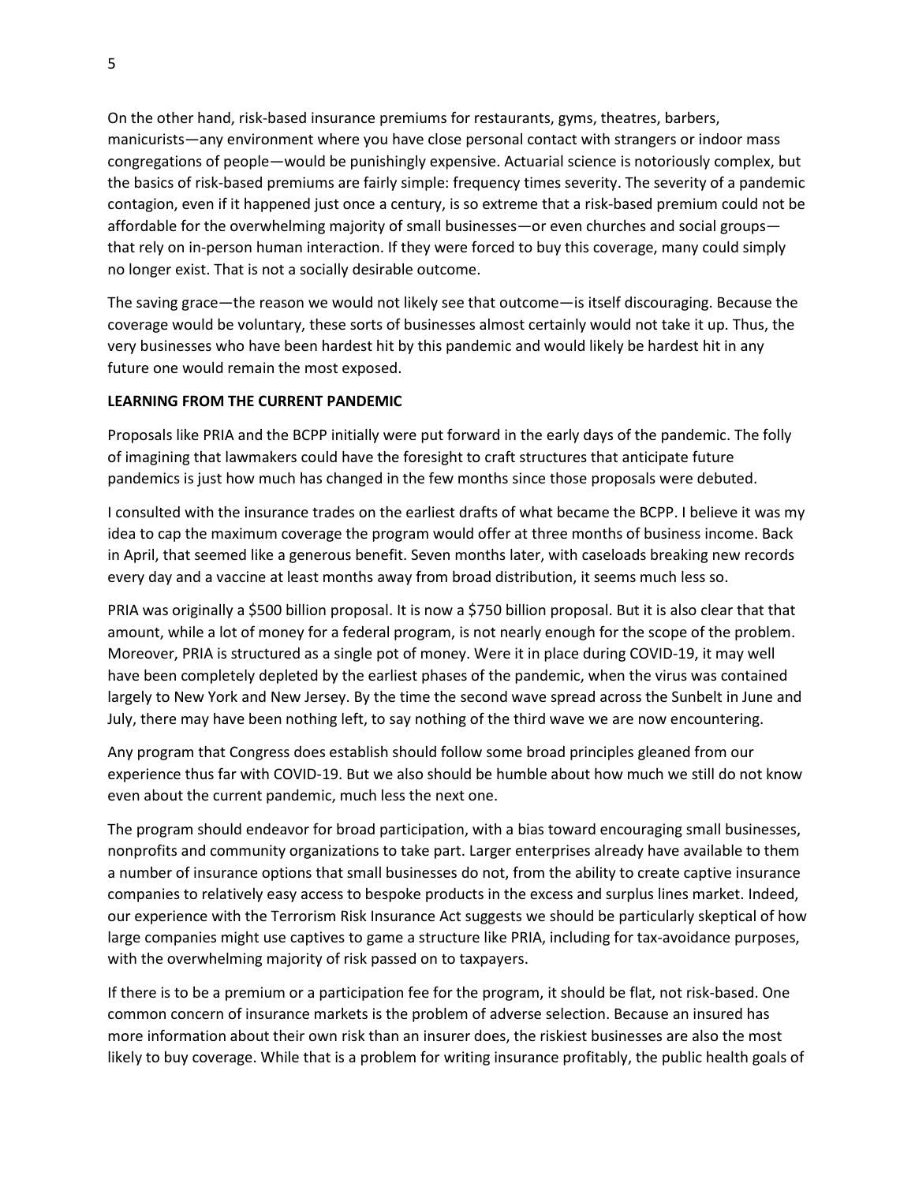On the other hand, risk-based insurance premiums for restaurants, gyms, theatres, barbers, manicurists—any environment where you have close personal contact with strangers or indoor mass congregations of people—would be punishingly expensive. Actuarial science is notoriously complex, but the basics of risk-based premiums are fairly simple: frequency times severity. The severity of a pandemic contagion, even if it happened just once a century, is so extreme that a risk-based premium could not be affordable for the overwhelming majority of small businesses—or even churches and social groups—that rely on in-person human interaction. If they were forced to buy this coverage, many could simply no longer exist. That is not a socially desirable outcome.

The saving grace—the reason we would not likely see that outcome—is itself discouraging. Because the coverage would be voluntary, these sorts of businesses almost certainly would not take it up. Thus, the very businesses who have been hardest hit by this pandemic and would likely be hardest hit in any future one would remain the most exposed.

**LEARNING FROM THE CURRENT PANDEMIC**

Proposals like PRIA and the BCPP initially were put forward in the early days of the pandemic. The folly of imagining that lawmakers could have the foresight to craft structures that anticipate future pandemics is just how much has changed in the few months since those proposals were debuted.

I consulted with the insurance trades on the earliest drafts of what became the BCPP. I believe it was my idea to cap the maximum coverage the program would offer at three months of business income. Back in April, that seemed like a generous benefit. Seven months later, with caseloads breaking new records every day and a vaccine at least months away from broad distribution, it seems much less so.

PRIA was originally a $500 billion proposal. It is now a $750 billion proposal. But it is also clear that that amount, while a lot of money for a federal program, is not nearly enough for the scope of the problem. Moreover, PRIA is structured as a single pot of money. Were it in place during COVID-19, it may well have been completely depleted by the earliest phases of the pandemic, when the virus was contained largely to New York and New Jersey. By the time the second wave spread across the Sunbelt in June and July, there may have been nothing left, to say nothing of the third wave we are now encountering.

Any program that Congress does establish should follow some broad principles gleaned from our experience thus far with COVID-19. But we also should be humble about how much we still do not know even about the current pandemic, much less the next one.

The program should endeavor for broad participation, with a bias toward encouraging small businesses, nonprofits and community organizations to take part. Larger enterprises already have available to them a number of insurance options that small businesses do not, from the ability to create captive insurance companies to relatively easy access to bespoke products in the excess and surplus lines market. Indeed, our experience with the Terrorism Risk Insurance Act suggests we should be particularly skeptical of how large companies might use captives to game a structure like PRIA, including for tax-avoidance purposes, with the overwhelming majority of risk passed on to taxpayers.

If there is to be a premium or a participation fee for the program, it should be flat, not risk-based. One common concern of insurance markets is the problem of adverse selection. Because an insured has more information about their own risk than an insurer does, the riskiest businesses are also the most likely to buy coverage. While that is a problem for writing insurance profitably, the public health goals of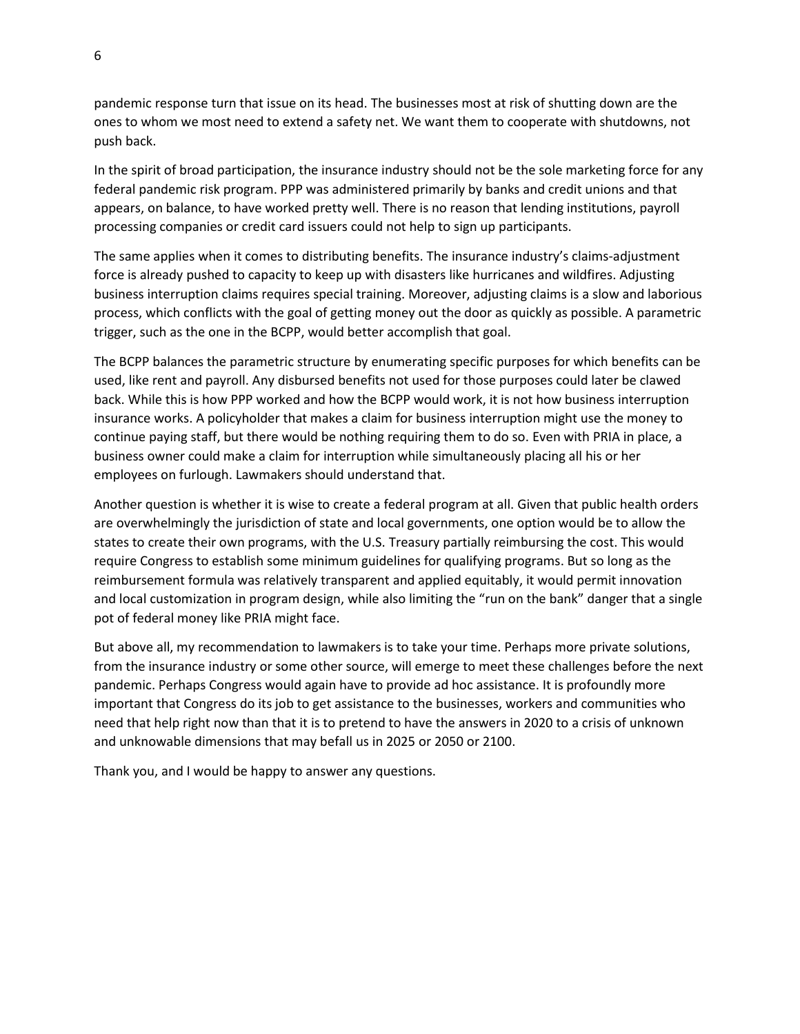pandemic response turn that issue on its head. The businesses most at risk of shutting down are the ones to whom we most need to extend a safety net. We want them to cooperate with shutdowns, not push back.

In the spirit of broad participation, the insurance industry should not be the sole marketing force for any federal pandemic risk program. PPP was administered primarily by banks and credit unions and that appears, on balance, to have worked pretty well. There is no reason that lending institutions, payroll processing companies or credit card issuers could not help to sign up participants.

The same applies when it comes to distributing benefits. The insurance industry's claims-adjustment force is already pushed to capacity to keep up with disasters like hurricanes and wildfires. Adjusting business interruption claims requires special training. Moreover, adjusting claims is a slow and laborious process, which conflicts with the goal of getting money out the door as quickly as possible. A parametric trigger, such as the one in the BCPP, would better accomplish that goal.

The BCPP balances the parametric structure by enumerating specific purposes for which benefits can be used, like rent and payroll. Any disbursed benefits not used for those purposes could later be clawed back. While this is how PPP worked and how the BCPP would work, it is not how business interruption insurance works. A policyholder that makes a claim for business interruption might use the money to continue paying staff, but there would be nothing requiring them to do so. Even with PRIA in place, a business owner could make a claim for interruption while simultaneously placing all his or her employees on furlough. Lawmakers should understand that.

Another question is whether it is wise to create a federal program at all. Given that public health orders are overwhelmingly the jurisdiction of state and local governments, one option would be to allow the states to create their own programs, with the U.S. Treasury partially reimbursing the cost. This would require Congress to establish some minimum guidelines for qualifying programs. But so long as the reimbursement formula was relatively transparent and applied equitably, it would permit innovation and local customization in program design, while also limiting the "run on the bank" danger that a single pot of federal money like PRIA might face.

But above all, my recommendation to lawmakers is to take your time. Perhaps more private solutions, from the insurance industry or some other source, will emerge to meet these challenges before the next pandemic. Perhaps Congress would again have to provide ad hoc assistance. It is profoundly more important that Congress do its job to get assistance to the businesses, workers and communities who need that help right now than that it is to pretend to have the answers in 2020 to a crisis of unknown and unknowable dimensions that may befall us in 2025 or 2050 or 2100.

Thank you, and I would be happy to answer any questions.